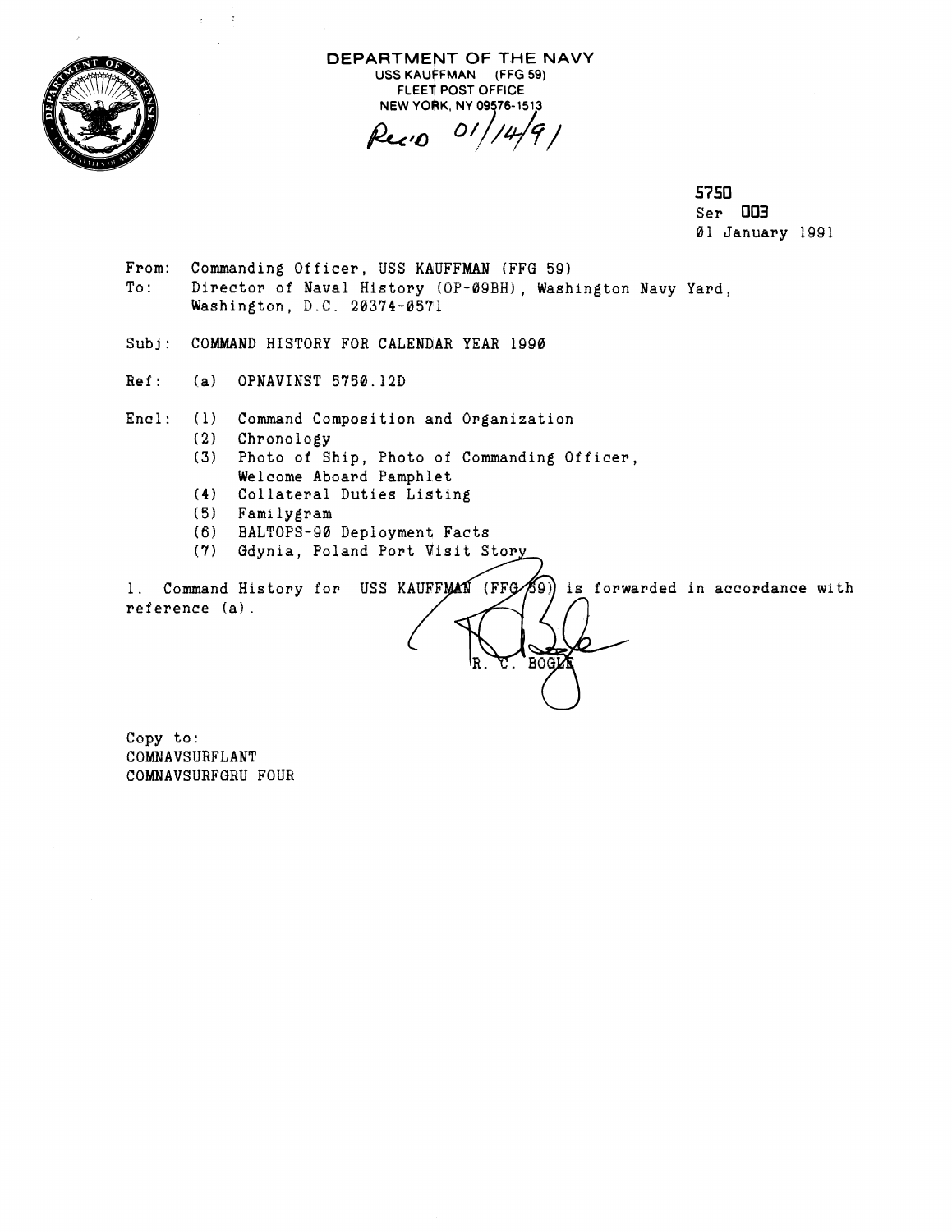**DEPARTMENT OF THE NAVY**
USS KAUFFMAN (FFG 59)
FLEET POST OFFICE
NEW YORK, NY 09576-1513

Rec'd 01/14/91

5750
Ser 003
01 January 1991

From: Commanding Officer, USS KAUFFMAN (FFG 59)
To: Director of Naval History (OP-09BH), Washington Navy Yard, Washington, D.C. 20374-0571

Subj: COMMAND HISTORY FOR CALENDAR YEAR 1990

Ref: (a) OPNAVINST 5750.12D

Encl: (1) Command Composition and Organization
(2) Chronology
(3) Photo of Ship, Photo of Commanding Officer, Welcome Aboard Pamphlet
(4) Collateral Duties Listing
(5) Familygram
(6) BALTOPS-90 Deployment Facts
(7) Gdynia, Poland Port Visit Story

1. Command History for USS KAUFFMAN (FFG 59) is forwarded in accordance with reference (a).

R. C. BOGLE

Copy to:
COMNAVSURFLANT
COMNAVSURFGRU FOUR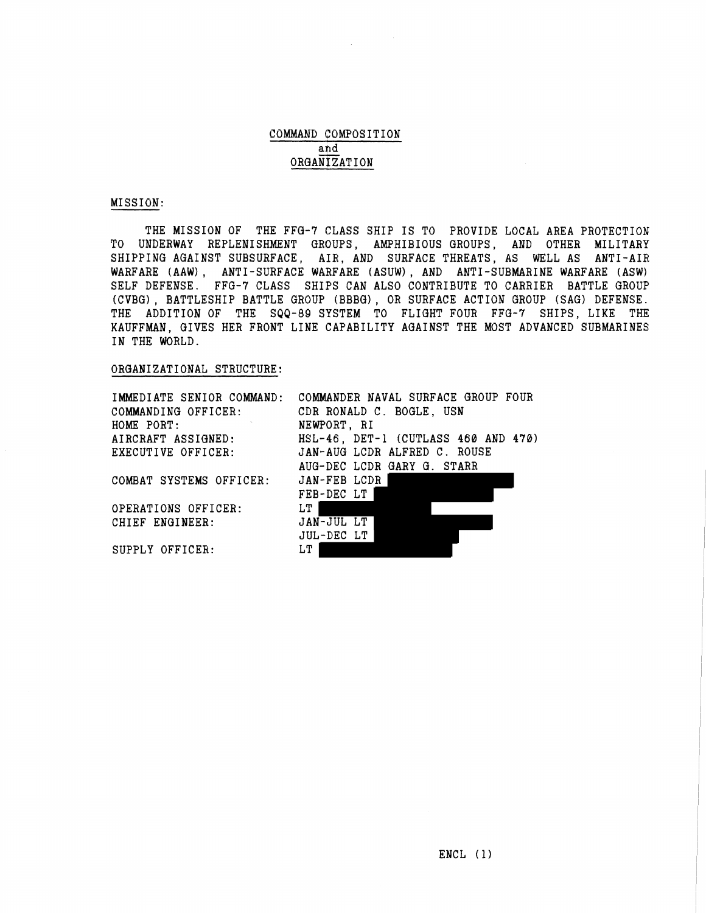## COMMAND COMPOSITION and ORGANIZATION

MISSION:

THE MISSION OF THE FFG-7 CLASS SHIP IS TO PROVIDE LOCAL AREA PROTECTION TO UNDERWAY REPLENISHMENT GROUPS, AMPHIBIOUS GROUPS, AND OTHER MILITARY SHIPPING AGAINST SUBSURFACE, AIR, AND SURFACE THREATS, AS WELL AS ANTI-AIR WARFARE (AAW), ANTI-SURFACE WARFARE (ASUW), AND ANTI-SUBMARINE WARFARE (ASW) SELF DEFENSE. FFG-7 CLASS SHIPS CAN ALSO CONTRIBUTE TO CARRIER BATTLE GROUP (CVBG), BATTLESHIP BATTLE GROUP (BBBG), OR SURFACE ACTION GROUP (SAG) DEFENSE. THE ADDITION OF THE SQQ-89 SYSTEM TO FLIGHT FOUR FFG-7 SHIPS, LIKE THE KAUFFMAN, GIVES HER FRONT LINE CAPABILITY AGAINST THE MOST ADVANCED SUBMARINES IN THE WORLD.

ORGANIZATIONAL STRUCTURE:

| | |
|---|---|
| IMMEDIATE SENIOR COMMAND: | COMMANDER NAVAL SURFACE GROUP FOUR |
| COMMANDING OFFICER: | CDR RONALD C. BOGLE, USN |
| HOME PORT: | NEWPORT, RI |
| AIRCRAFT ASSIGNED: | HSL-46, DET-1 (CUTLASS 460 AND 470) |
| EXECUTIVE OFFICER: | JAN-AUG LCDR ALFRED C. ROUSE |
| | AUG-DEC LCDR GARY G. STARR |
| COMBAT SYSTEMS OFFICER: | JAN-FEB LCDR [REDACTED] |
| | FEB-DEC LT [REDACTED] |
| OPERATIONS OFFICER: | LT [REDACTED] |
| CHIEF ENGINEER: | JAN-JUL LT [REDACTED] |
| | JUL-DEC LT [REDACTED] |
| SUPPLY OFFICER: | LT [REDACTED] |

ENCL (1)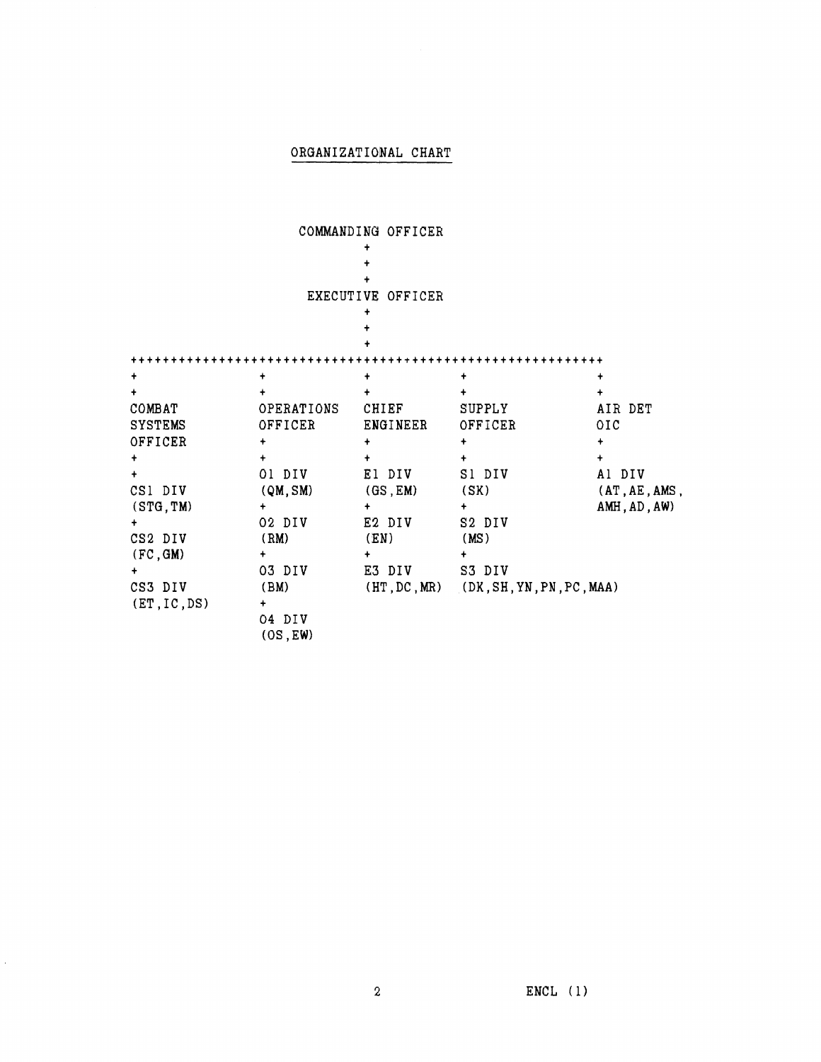# ORGANIZATIONAL CHART

```
                    COMMANDING OFFICER
                            +
                            +
                            +
                     EXECUTIVE OFFICER
                            +
                            +
                            +
+++++++++++++++++++++++++++++++++++++++++++++++++++++++++++
+             +             +             +              +
+             +             +             +              +
COMBAT        OPERATIONS    CHIEF         SUPPLY         AIR DET
SYSTEMS       OFFICER       ENGINEER      OFFICER        OIC
OFFICER       +             +             +              +
+             +             +             +              +
+             O1 DIV        E1 DIV        S1 DIV         A1 DIV
CS1 DIV       (QM,SM)       (GS,EM)       (SK)           (AT,AE,AMS,
(STG,TM)      +             +             +              AMH,AD,AW)
+             O2 DIV        E2 DIV        S2 DIV
CS2 DIV       (RM)          (EN)          (MS)
(FC,GM)       +             +             +
+             O3 DIV        E3 DIV        S3 DIV
CS3 DIV       (BM)          (HT,DC,MR)    (DK,SH,YN,PN,PC,MAA)
(ET,IC,DS)    +
              O4 DIV
              (OS,EW)
```

ENCL (1)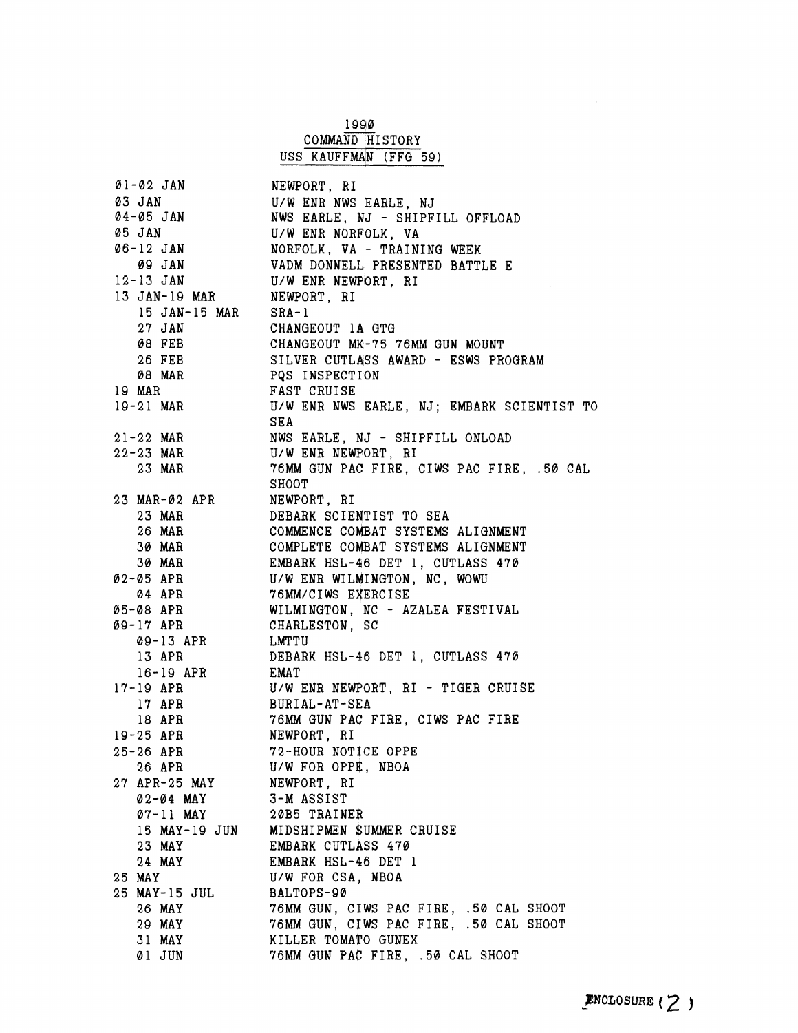# 1990 COMMAND HISTORY USS KAUFFMAN (FFG 59)

| Date | Event |
|---|---|
| 01-02 JAN | NEWPORT, RI |
| 03 JAN | U/W ENR NWS EARLE, NJ |
| 04-05 JAN | NWS EARLE, NJ - SHIPFILL OFFLOAD |
| 05 JAN | U/W ENR NORFOLK, VA |
| 06-12 JAN | NORFOLK, VA - TRAINING WEEK |
| 09 JAN | VADM DONNELL PRESENTED BATTLE E |
| 12-13 JAN | U/W ENR NEWPORT, RI |
| 13 JAN-19 MAR | NEWPORT, RI |
| 15 JAN-15 MAR | SRA-1 |
| 27 JAN | CHANGEOUT 1A GTG |
| 08 FEB | CHANGEOUT MK-75 76MM GUN MOUNT |
| 26 FEB | SILVER CUTLASS AWARD - ESWS PROGRAM |
| 08 MAR | PQS INSPECTION |
| 19 MAR | FAST CRUISE |
| 19-21 MAR | U/W ENR NWS EARLE, NJ; EMBARK SCIENTIST TO SEA |
| 21-22 MAR | NWS EARLE, NJ - SHIPFILL ONLOAD |
| 22-23 MAR | U/W ENR NEWPORT, RI |
| 23 MAR | 76MM GUN PAC FIRE, CIWS PAC FIRE, .50 CAL SHOOT |
| 23 MAR-02 APR | NEWPORT, RI |
| 23 MAR | DEBARK SCIENTIST TO SEA |
| 26 MAR | COMMENCE COMBAT SYSTEMS ALIGNMENT |
| 30 MAR | COMPLETE COMBAT SYSTEMS ALIGNMENT |
| 30 MAR | EMBARK HSL-46 DET 1, CUTLASS 470 |
| 02-05 APR | U/W ENR WILMINGTON, NC, WOWU |
| 04 APR | 76MM/CIWS EXERCISE |
| 05-08 APR | WILMINGTON, NC - AZALEA FESTIVAL |
| 09-17 APR | CHARLESTON, SC |
| 09-13 APR | LMTTU |
| 13 APR | DEBARK HSL-46 DET 1, CUTLASS 470 |
| 16-19 APR | EMAT |
| 17-19 APR | U/W ENR NEWPORT, RI - TIGER CRUISE |
| 17 APR | BURIAL-AT-SEA |
| 18 APR | 76MM GUN PAC FIRE, CIWS PAC FIRE |
| 19-25 APR | NEWPORT, RI |
| 25-26 APR | 72-HOUR NOTICE OPPE |
| 26 APR | U/W FOR OPPE, NBOA |
| 27 APR-25 MAY | NEWPORT, RI |
| 02-04 MAY | 3-M ASSIST |
| 07-11 MAY | 20B5 TRAINER |
| 15 MAY-19 JUN | MIDSHIPMEN SUMMER CRUISE |
| 23 MAY | EMBARK CUTLASS 470 |
| 24 MAY | EMBARK HSL-46 DET 1 |
| 25 MAY | U/W FOR CSA, NBOA |
| 25 MAY-15 JUL | BALTOPS-90 |
| 26 MAY | 76MM GUN, CIWS PAC FIRE, .50 CAL SHOOT |
| 29 MAY | 76MM GUN, CIWS PAC FIRE, .50 CAL SHOOT |
| 31 MAY | KILLER TOMATO GUNEX |
| 01 JUN | 76MM GUN PAC FIRE, .50 CAL SHOOT |

ENCLOSURE (2)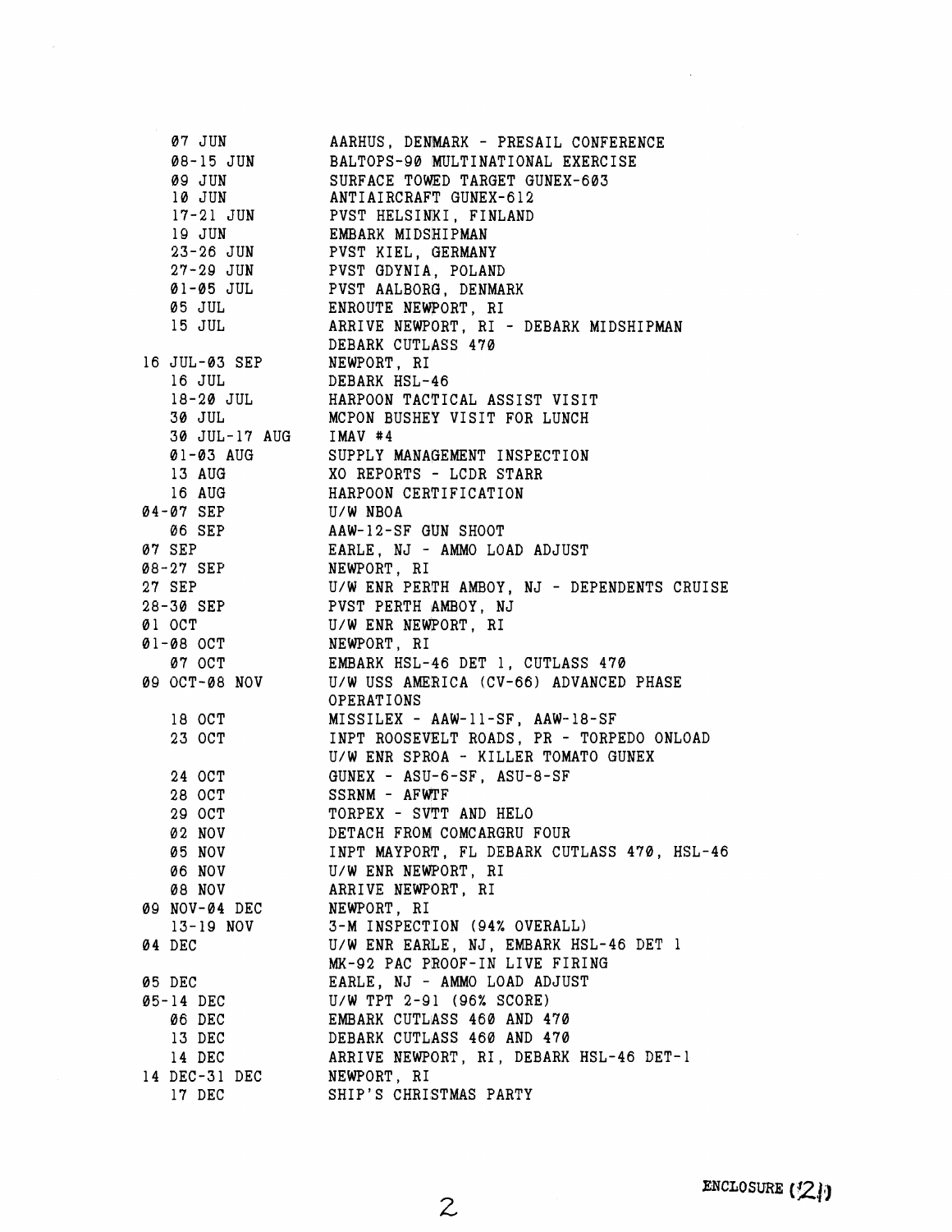| | |
|---|---|
| 07 JUN | AARHUS, DENMARK - PRESAIL CONFERENCE |
| 08-15 JUN | BALTOPS-90 MULTINATIONAL EXERCISE |
| 09 JUN | SURFACE TOWED TARGET GUNEX-603 |
| 10 JUN | ANTIAIRCRAFT GUNEX-612 |
| 17-21 JUN | PVST HELSINKI, FINLAND |
| 19 JUN | EMBARK MIDSHIPMAN |
| 23-26 JUN | PVST KIEL, GERMANY |
| 27-29 JUN | PVST GDYNIA, POLAND |
| 01-05 JUL | PVST AALBORG, DENMARK |
| 05 JUL | ENROUTE NEWPORT, RI |
| 15 JUL | ARRIVE NEWPORT, RI - DEBARK MIDSHIPMAN DEBARK CUTLASS 470 |
| 16 JUL-03 SEP | NEWPORT, RI |
| 16 JUL | DEBARK HSL-46 |
| 18-20 JUL | HARPOON TACTICAL ASSIST VISIT |
| 30 JUL | MCPON BUSHEY VISIT FOR LUNCH |
| 30 JUL-17 AUG | IMAV #4 |
| 01-03 AUG | SUPPLY MANAGEMENT INSPECTION |
| 13 AUG | XO REPORTS - LCDR STARR |
| 16 AUG | HARPOON CERTIFICATION |
| 04-07 SEP | U/W NBOA |
| 06 SEP | AAW-12-SF GUN SHOOT |
| 07 SEP | EARLE, NJ - AMMO LOAD ADJUST |
| 08-27 SEP | NEWPORT, RI |
| 27 SEP | U/W ENR PERTH AMBOY, NJ - DEPENDENTS CRUISE |
| 28-30 SEP | PVST PERTH AMBOY, NJ |
| 01 OCT | U/W ENR NEWPORT, RI |
| 01-08 OCT | NEWPORT, RI |
| 07 OCT | EMBARK HSL-46 DET 1, CUTLASS 470 |
| 09 OCT-08 NOV | U/W USS AMERICA (CV-66) ADVANCED PHASE OPERATIONS |
| 18 OCT | MISSILEX - AAW-11-SF, AAW-18-SF |
| 23 OCT | INPT ROOSEVELT ROADS, PR - TORPEDO ONLOAD U/W ENR SPROA - KILLER TOMATO GUNEX |
| 24 OCT | GUNEX - ASU-6-SF, ASU-8-SF |
| 28 OCT | SSRNM - AFWTF |
| 29 OCT | TORPEX - SVTT AND HELO |
| 02 NOV | DETACH FROM COMCARGRU FOUR |
| 05 NOV | INPT MAYPORT, FL DEBARK CUTLASS 470, HSL-46 |
| 06 NOV | U/W ENR NEWPORT, RI |
| 08 NOV | ARRIVE NEWPORT, RI |
| 09 NOV-04 DEC | NEWPORT, RI |
| 13-19 NOV | 3-M INSPECTION (94% OVERALL) |
| 04 DEC | U/W ENR EARLE, NJ, EMBARK HSL-46 DET 1 MK-92 PAC PROOF-IN LIVE FIRING |
| 05 DEC | EARLE, NJ - AMMO LOAD ADJUST |
| 05-14 DEC | U/W TPT 2-91 (96% SCORE) |
| 06 DEC | EMBARK CUTLASS 460 AND 470 |
| 13 DEC | DEBARK CUTLASS 460 AND 470 |
| 14 DEC | ARRIVE NEWPORT, RI, DEBARK HSL-46 DET-1 |
| 14 DEC-31 DEC | NEWPORT, RI |
| 17 DEC | SHIP'S CHRISTMAS PARTY |

ENCLOSURE (2)